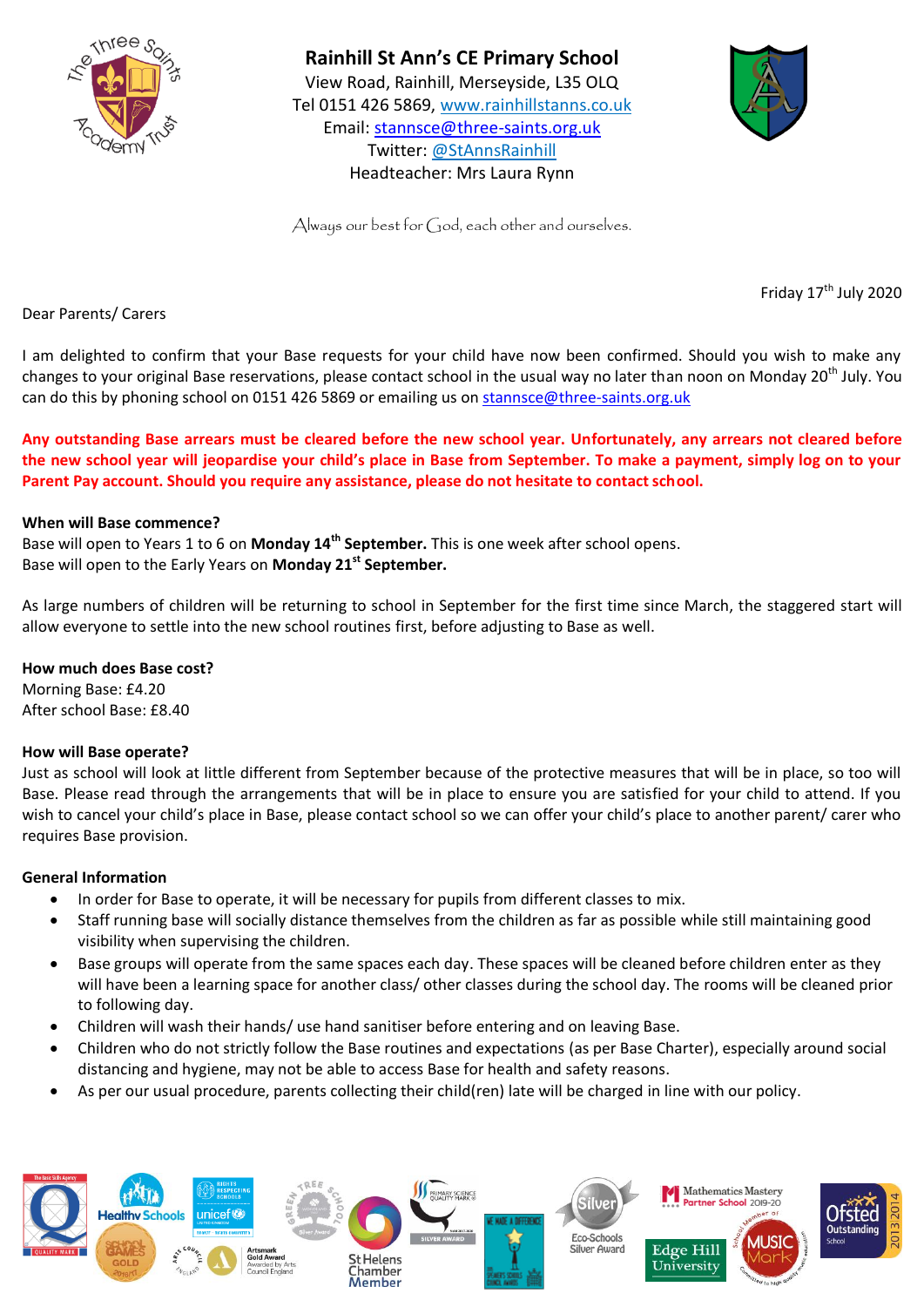# Rainhill St Ann's CE Primary School

View Road, Rainhill, Merseyside, L35 0LQ
Tel 0151 426 5869, www.rainhillstanns.co.uk
Email: stannsce@three-saints.org.uk
Twitter: @StAnnsRainhill
Headteacher: Mrs Laura Rynn

*Always our best for God, each other and ourselves.*

Friday 17th July 2020

Dear Parents/ Carers

I am delighted to confirm that your Base requests for your child have now been confirmed. Should you wish to make any changes to your original Base reservations, please contact school in the usual way no later than noon on Monday 20th July. You can do this by phoning school on 0151 426 5869 or emailing us on stannsce@three-saints.org.uk

**Any outstanding Base arrears must be cleared before the new school year. Unfortunately, any arrears not cleared before the new school year will jeopardise your child's place in Base from September. To make a payment, simply log on to your Parent Pay account. Should you require any assistance, please do not hesitate to contact school.**

**When will Base commence?**
Base will open to Years 1 to 6 on **Monday 14th September.** This is one week after school opens.
Base will open to the Early Years on **Monday 21st September.**

As large numbers of children will be returning to school in September for the first time since March, the staggered start will allow everyone to settle into the new school routines first, before adjusting to Base as well.

**How much does Base cost?**
Morning Base: £4.20
After school Base: £8.40

**How will Base operate?**
Just as school will look at little different from September because of the protective measures that will be in place, so too will Base. Please read through the arrangements that will be in place to ensure you are satisfied for your child to attend. If you wish to cancel your child's place in Base, please contact school so we can offer your child's place to another parent/ carer who requires Base provision.

**General Information**

- In order for Base to operate, it will be necessary for pupils from different classes to mix.
- Staff running base will socially distance themselves from the children as far as possible while still maintaining good visibility when supervising the children.
- Base groups will operate from the same spaces each day. These spaces will be cleaned before children enter as they will have been a learning space for another class/ other classes during the school day. The rooms will be cleaned prior to following day.
- Children will wash their hands/ use hand sanitiser before entering and on leaving Base.
- Children who do not strictly follow the Base routines and expectations (as per Base Charter), especially around social distancing and hygiene, may not be able to access Base for health and safety reasons.
- As per our usual procedure, parents collecting their child(ren) late will be charged in line with our policy.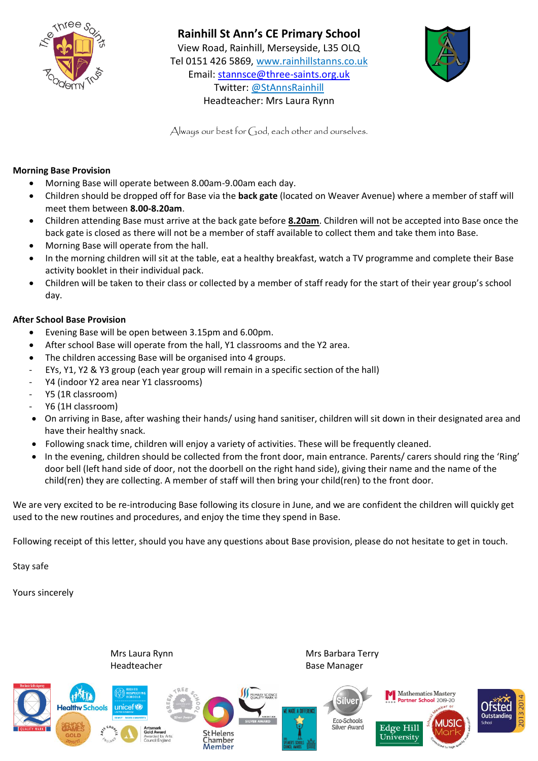**Rainhill St Ann's CE Primary School**

View Road, Rainhill, Merseyside, L35 0LQ
Tel 0151 426 5869, www.rainhillstanns.co.uk
Email: stannsce@three-saints.org.uk
Twitter: @StAnnsRainhill
Headteacher: Mrs Laura Rynn

Always our best for God, each other and ourselves.

**Morning Base Provision**

- Morning Base will operate between 8.00am-9.00am each day.
- Children should be dropped off for Base via the **back gate** (located on Weaver Avenue) where a member of staff will meet them between **8.00-8.20am**.
- Children attending Base must arrive at the back gate before **8.20am**. Children will not be accepted into Base once the back gate is closed as there will not be a member of staff available to collect them and take them into Base.
- Morning Base will operate from the hall.
- In the morning children will sit at the table, eat a healthy breakfast, watch a TV programme and complete their Base activity booklet in their individual pack.
- Children will be taken to their class or collected by a member of staff ready for the start of their year group's school day.

**After School Base Provision**

- Evening Base will be open between 3.15pm and 6.00pm.
- After school Base will operate from the hall, Y1 classrooms and the Y2 area.
- The children accessing Base will be organised into 4 groups.
  - EYs, Y1, Y2 & Y3 group (each year group will remain in a specific section of the hall)
  - Y4 (indoor Y2 area near Y1 classrooms)
  - Y5 (1R classroom)
  - Y6 (1H classroom)
- On arriving in Base, after washing their hands/ using hand sanitiser, children will sit down in their designated area and have their healthy snack.
- Following snack time, children will enjoy a variety of activities. These will be frequently cleaned.
- In the evening, children should be collected from the front door, main entrance. Parents/ carers should ring the 'Ring' door bell (left hand side of door, not the doorbell on the right hand side), giving their name and the name of the child(ren) they are collecting. A member of staff will then bring your child(ren) to the front door.

We are very excited to be re-introducing Base following its closure in June, and we are confident the children will quickly get used to the new routines and procedures, and enjoy the time they spend in Base.

Following receipt of this letter, should you have any questions about Base provision, please do not hesitate to get in touch.

Stay safe

Yours sincerely

Mrs Laura Rynn
Headteacher

Mrs Barbara Terry
Base Manager